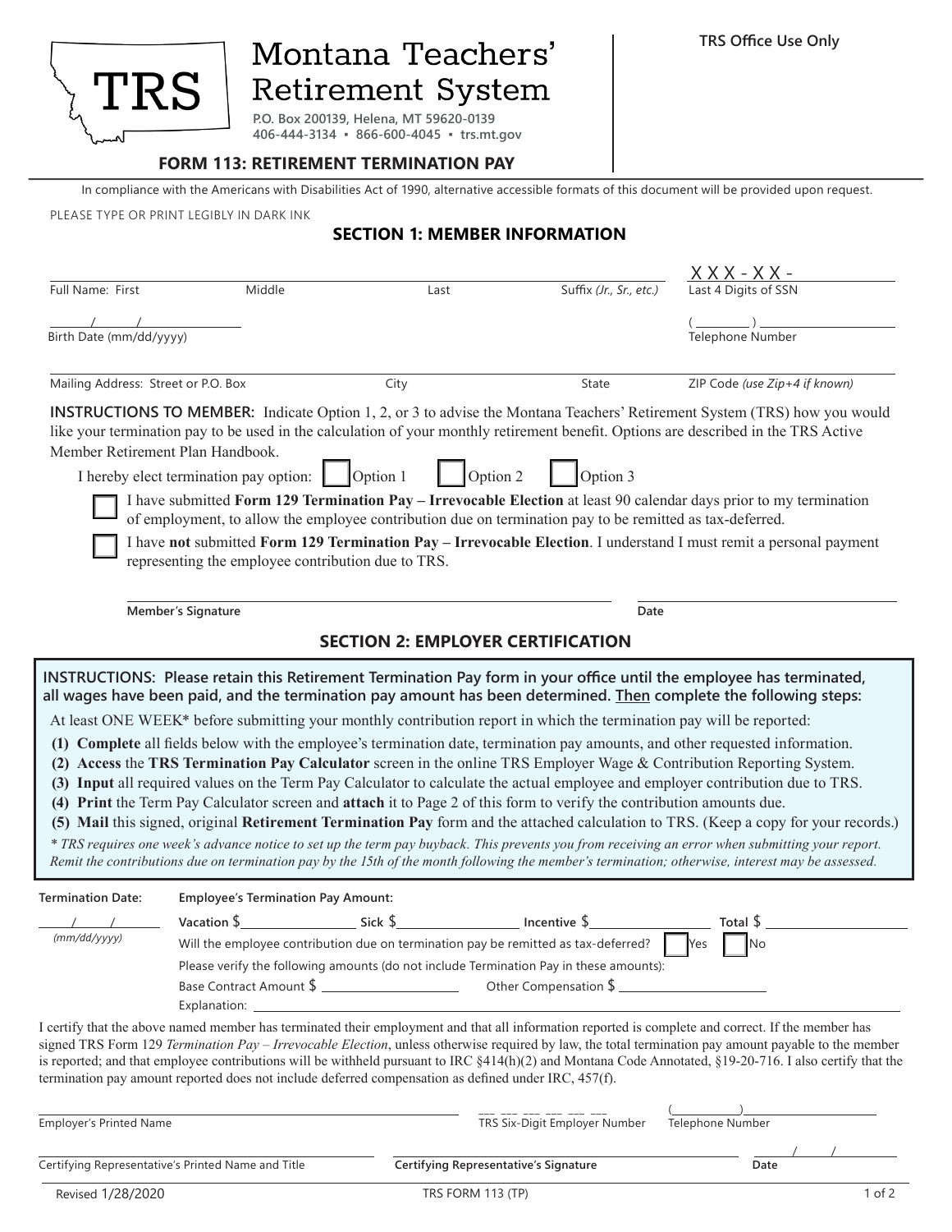# Montana Teachers' Retirement System

TRS

P.O. Box 200139, Helena, MT 59620-0139
406-444-3134 ▪ 866-600-4045 ▪ trs.mt.gov

TRS Office Use Only

## FORM 113: RETIREMENT TERMINATION PAY

In compliance with the Americans with Disabilities Act of 1990, alternative accessible formats of this document will be provided upon request.

PLEASE TYPE OR PRINT LEGIBLY IN DARK INK

## SECTION 1: MEMBER INFORMATION

| Full Name: First | Middle | Last | Suffix *(Jr., Sr., etc.)* | XXX - XX - ____ Last 4 Digits of SSN |
|---|---|---|---|---|

___/___/______ Birth Date (mm/dd/yyyy)

( ______ ) __________ Telephone Number

| Mailing Address: Street or P.O. Box | City | State | ZIP Code *(use Zip+4 if known)* |
|---|---|---|---|

**INSTRUCTIONS TO MEMBER:** Indicate Option 1, 2, or 3 to advise the Montana Teachers' Retirement System (TRS) how you would like your termination pay to be used in the calculation of your monthly retirement benefit. Options are described in the TRS Active Member Retirement Plan Handbook.

I hereby elect termination pay option: ☐ Option 1 ☐ Option 2 ☐ Option 3

☐ I have submitted **Form 129 Termination Pay – Irrevocable Election** at least 90 calendar days prior to my termination of employment, to allow the employee contribution due on termination pay to be remitted as tax-deferred.

☐ I have **not** submitted **Form 129 Termination Pay – Irrevocable Election**. I understand I must remit a personal payment representing the employee contribution due to TRS.

**Member's Signature** ______________________ **Date** __________

## SECTION 2: EMPLOYER CERTIFICATION

**INSTRUCTIONS: Please retain this Retirement Termination Pay form in your office until the employee has terminated, all wages have been paid, and the termination pay amount has been determined. Then complete the following steps:**

At least ONE WEEK* before submitting your monthly contribution report in which the termination pay will be reported:

**(1) Complete** all fields below with the employee's termination date, termination pay amounts, and other requested information.
**(2) Access** the **TRS Termination Pay Calculator** screen in the online TRS Employer Wage & Contribution Reporting System.
**(3) Input** all required values on the Term Pay Calculator to calculate the actual employee and employer contribution due to TRS.
**(4) Print** the Term Pay Calculator screen and **attach** it to Page 2 of this form to verify the contribution amounts due.
**(5) Mail** this signed, original **Retirement Termination Pay** form and the attached calculation to TRS. (Keep a copy for your records.)

*\* TRS requires one week's advance notice to set up the term pay buyback. This prevents you from receiving an error when submitting your report. Remit the contributions due on termination pay by the 15th of the month following the member's termination; otherwise, interest may be assessed.*

**Termination Date:** ___/___/______ *(mm/dd/yyyy)*

**Employee's Termination Pay Amount:**

**Vacation** $__________ **Sick** $__________ **Incentive** $__________ **Total** $__________

Will the employee contribution due on termination pay be remitted as tax-deferred? ☐ Yes ☐ No

Please verify the following amounts (do not include Termination Pay in these amounts):

Base Contract Amount $__________ Other Compensation $__________

Explanation: ______________________________

I certify that the above named member has terminated their employment and that all information reported is complete and correct. If the member has signed TRS Form 129 *Termination Pay – Irrevocable Election*, unless otherwise required by law, the total termination pay amount payable to the member is reported; and that employee contributions will be withheld pursuant to IRC §414(h)(2) and Montana Code Annotated, §19-20-716. I also certify that the termination pay amount reported does not include deferred compensation as defined under IRC, 457(f).

| Employer's Printed Name | ___ ___ ___ ___ ___ ___ TRS Six-Digit Employer Number | ( ______ ) Telephone Number |
|---|---|---|

| Certifying Representative's Printed Name and Title | **Certifying Representative's Signature** | ___/___/______ **Date** |
|---|---|---|

Revised 1/28/2020 TRS FORM 113 (TP)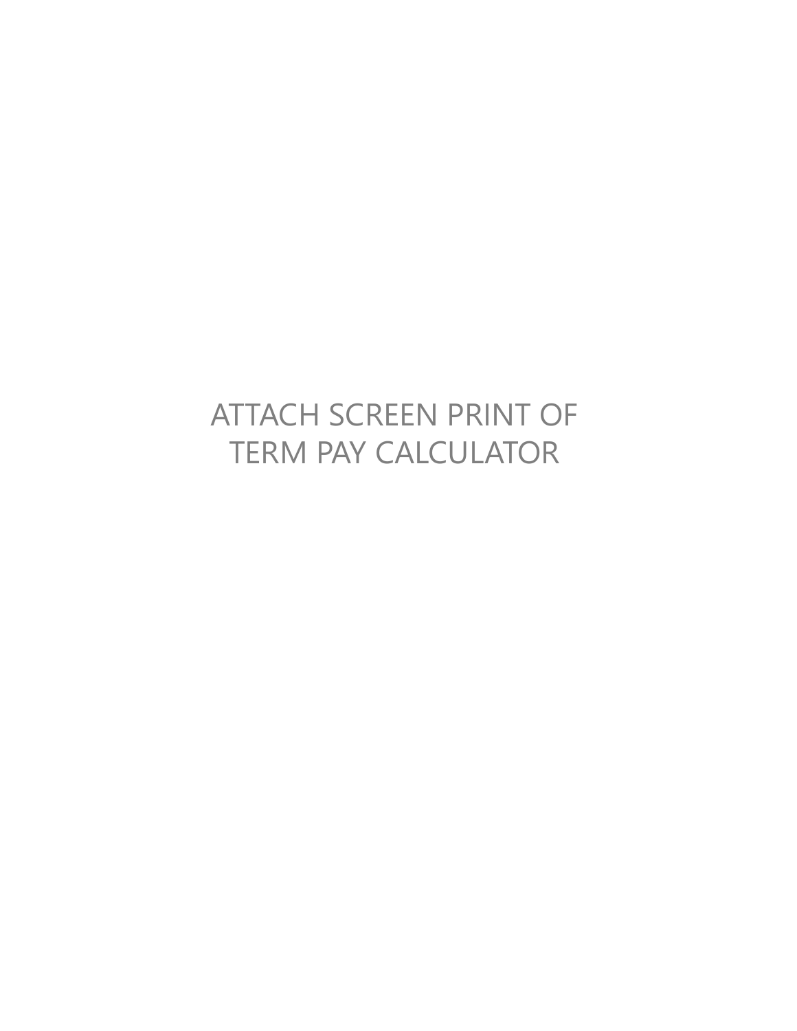ATTACH SCREEN PRINT OF
TERM PAY CALCULATOR